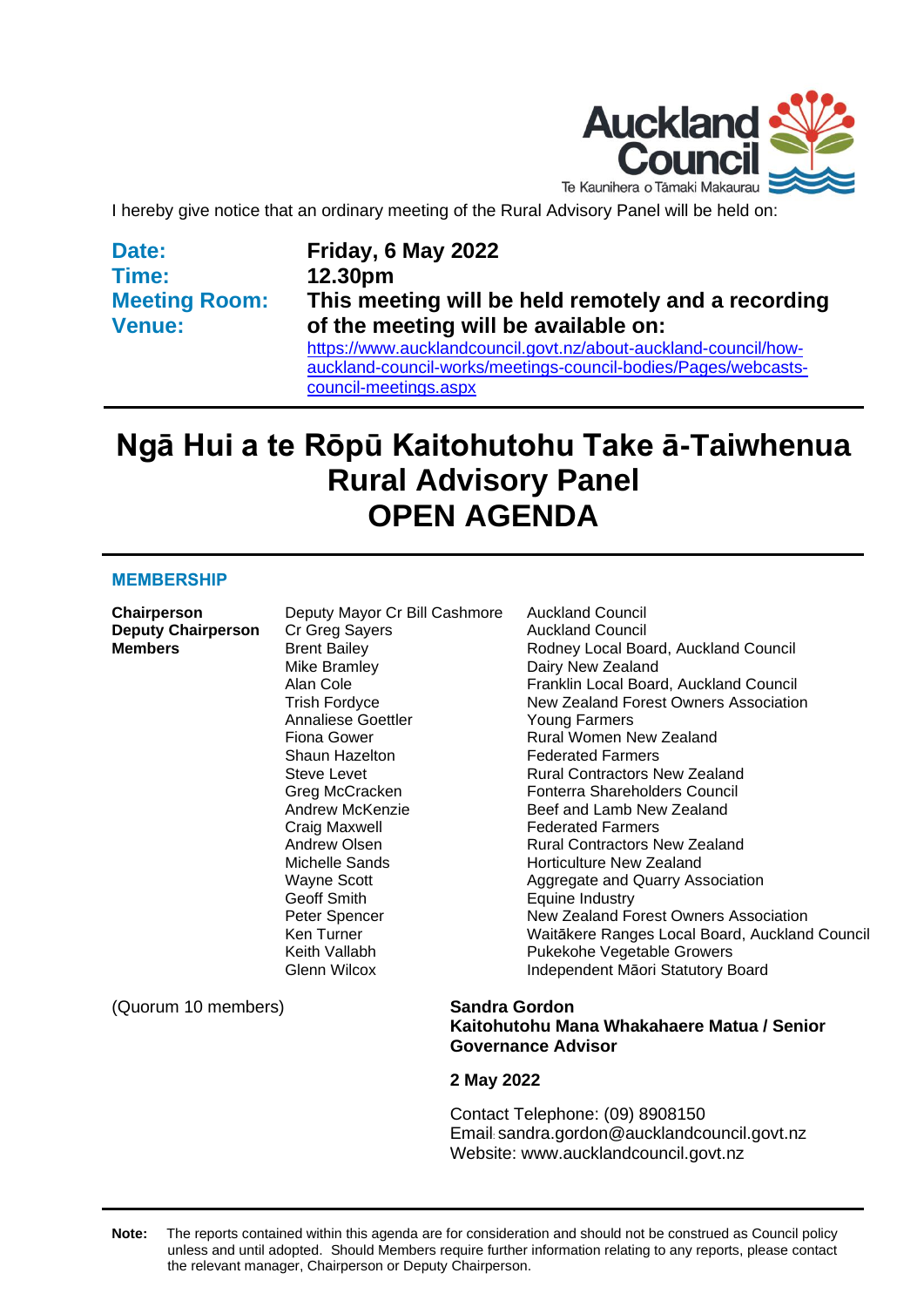I hereby give notice that an ordinary meeting of the Rural Advisory Panel will be held on:

**Date:** Friday, 6 May 2022
**Time:** 12.30pm
**Meeting Room:**
**Venue:** This meeting will be held remotely and a recording of the meeting will be available on: https://www.aucklandcouncil.govt.nz/about-auckland-council/how-auckland-council-works/meetings-council-bodies/Pages/webcasts-council-meetings.aspx

# Ngā Hui a te Rōpū Kaitohutohu Take ā-Taiwhenua Rural Advisory Panel OPEN AGENDA

## MEMBERSHIP

| | | |
|---|---|---|
| **Chairperson** | Deputy Mayor Cr Bill Cashmore | Auckland Council |
| **Deputy Chairperson** | Cr Greg Sayers | Auckland Council |
| **Members** | Brent Bailey | Rodney Local Board, Auckland Council |
| | Mike Bramley | Dairy New Zealand |
| | Alan Cole | Franklin Local Board, Auckland Council |
| | Trish Fordyce | New Zealand Forest Owners Association |
| | Annaliese Goettler | Young Farmers |
| | Fiona Gower | Rural Women New Zealand |
| | Shaun Hazelton | Federated Farmers |
| | Steve Levet | Rural Contractors New Zealand |
| | Greg McCracken | Fonterra Shareholders Council |
| | Andrew McKenzie | Beef and Lamb New Zealand |
| | Craig Maxwell | Federated Farmers |
| | Andrew Olsen | Rural Contractors New Zealand |
| | Michelle Sands | Horticulture New Zealand |
| | Wayne Scott | Aggregate and Quarry Association |
| | Geoff Smith | Equine Industry |
| | Peter Spencer | New Zealand Forest Owners Association |
| | Ken Turner | Waitākere Ranges Local Board, Auckland Council |
| | Keith Vallabh | Pukekohe Vegetable Growers |
| | Glenn Wilcox | Independent Māori Statutory Board |

(Quorum 10 members)

**Sandra Gordon**
**Kaitohutohu Mana Whakahaere Matua / Senior Governance Advisor**

**2 May 2022**

Contact Telephone: (09) 8908150
Email: sandra.gordon@aucklandcouncil.govt.nz
Website: www.aucklandcouncil.govt.nz

**Note:** The reports contained within this agenda are for consideration and should not be construed as Council policy unless and until adopted. Should Members require further information relating to any reports, please contact the relevant manager, Chairperson or Deputy Chairperson.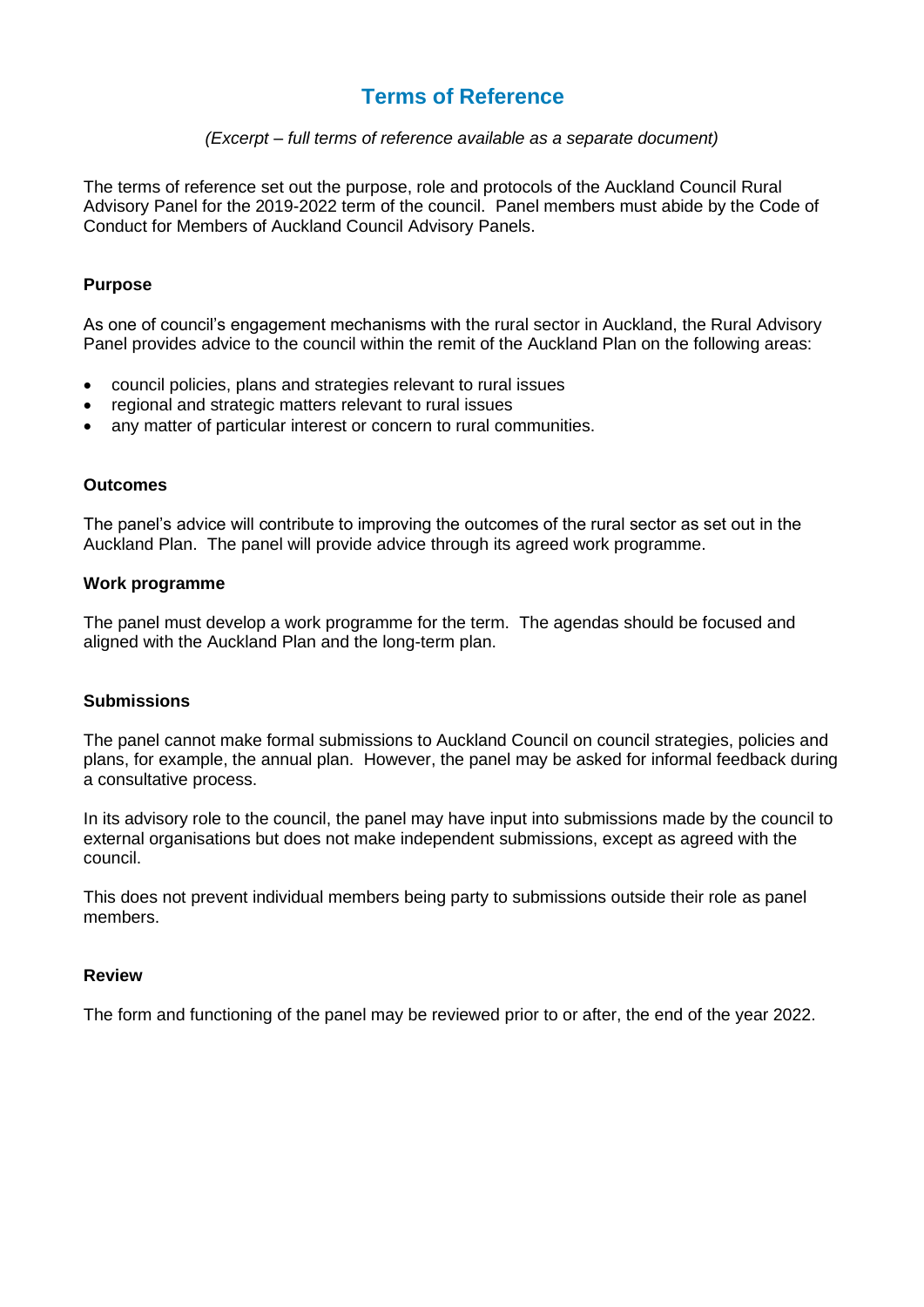# Terms of Reference

*(Excerpt – full terms of reference available as a separate document)*

The terms of reference set out the purpose, role and protocols of the Auckland Council Rural Advisory Panel for the 2019-2022 term of the council. Panel members must abide by the Code of Conduct for Members of Auckland Council Advisory Panels.

**Purpose**

As one of council's engagement mechanisms with the rural sector in Auckland, the Rural Advisory Panel provides advice to the council within the remit of the Auckland Plan on the following areas:

- council policies, plans and strategies relevant to rural issues
- regional and strategic matters relevant to rural issues
- any matter of particular interest or concern to rural communities.

**Outcomes**

The panel's advice will contribute to improving the outcomes of the rural sector as set out in the Auckland Plan. The panel will provide advice through its agreed work programme.

**Work programme**

The panel must develop a work programme for the term. The agendas should be focused and aligned with the Auckland Plan and the long-term plan.

**Submissions**

The panel cannot make formal submissions to Auckland Council on council strategies, policies and plans, for example, the annual plan. However, the panel may be asked for informal feedback during a consultative process.

In its advisory role to the council, the panel may have input into submissions made by the council to external organisations but does not make independent submissions, except as agreed with the council.

This does not prevent individual members being party to submissions outside their role as panel members.

**Review**

The form and functioning of the panel may be reviewed prior to or after, the end of the year 2022.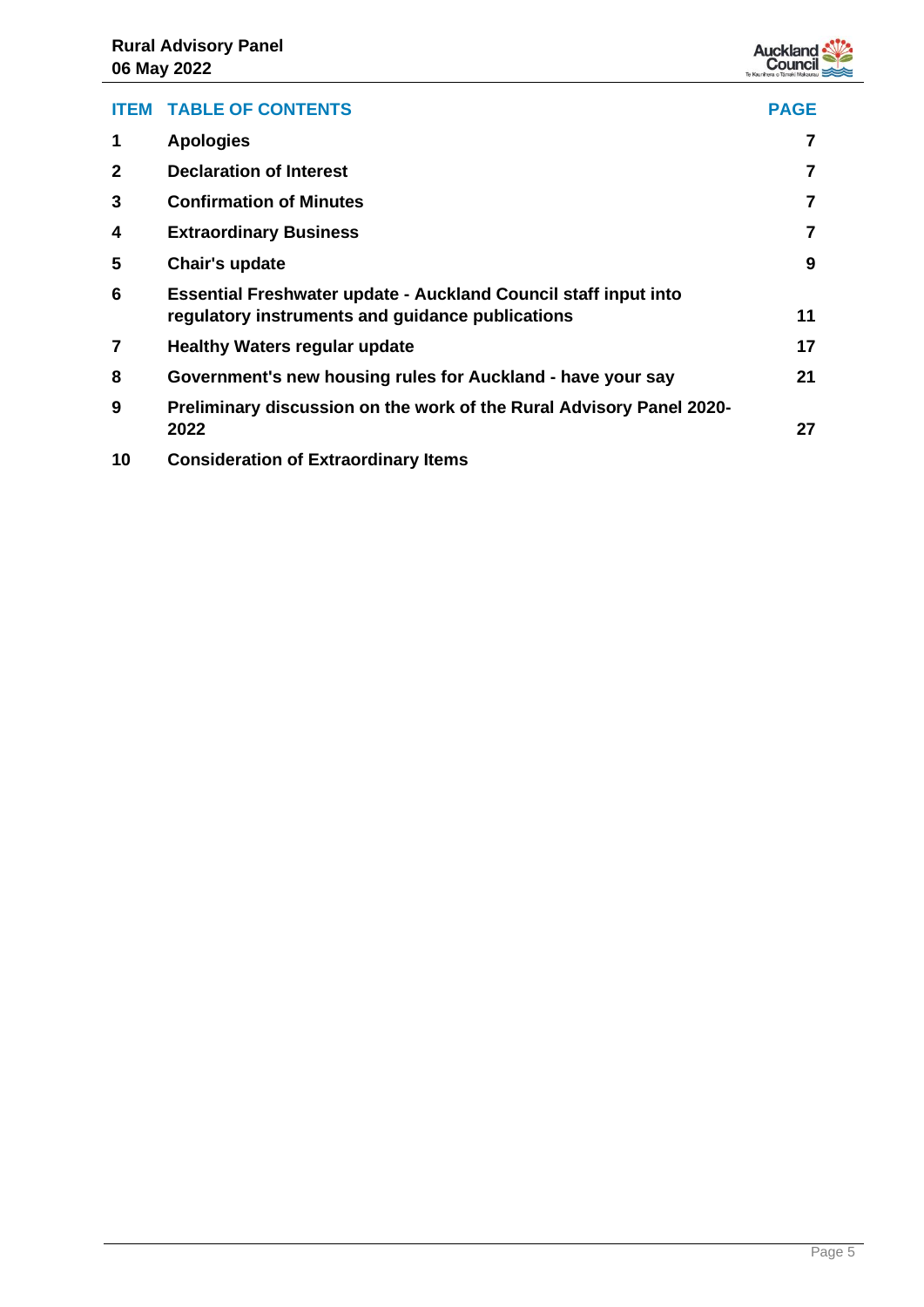| ITEM | TABLE OF CONTENTS | PAGE |
|---|---|---|
| 1 | **Apologies** | 7 |
| 2 | **Declaration of Interest** | 7 |
| 3 | **Confirmation of Minutes** | 7 |
| 4 | **Extraordinary Business** | 7 |
| 5 | **Chair's update** | 9 |
| 6 | **Essential Freshwater update - Auckland Council staff input into regulatory instruments and guidance publications** | 11 |
| 7 | **Healthy Waters regular update** | 17 |
| 8 | **Government's new housing rules for Auckland - have your say** | 21 |
| 9 | **Preliminary discussion on the work of the Rural Advisory Panel 2020-2022** | 27 |
| 10 | **Consideration of Extraordinary Items** | |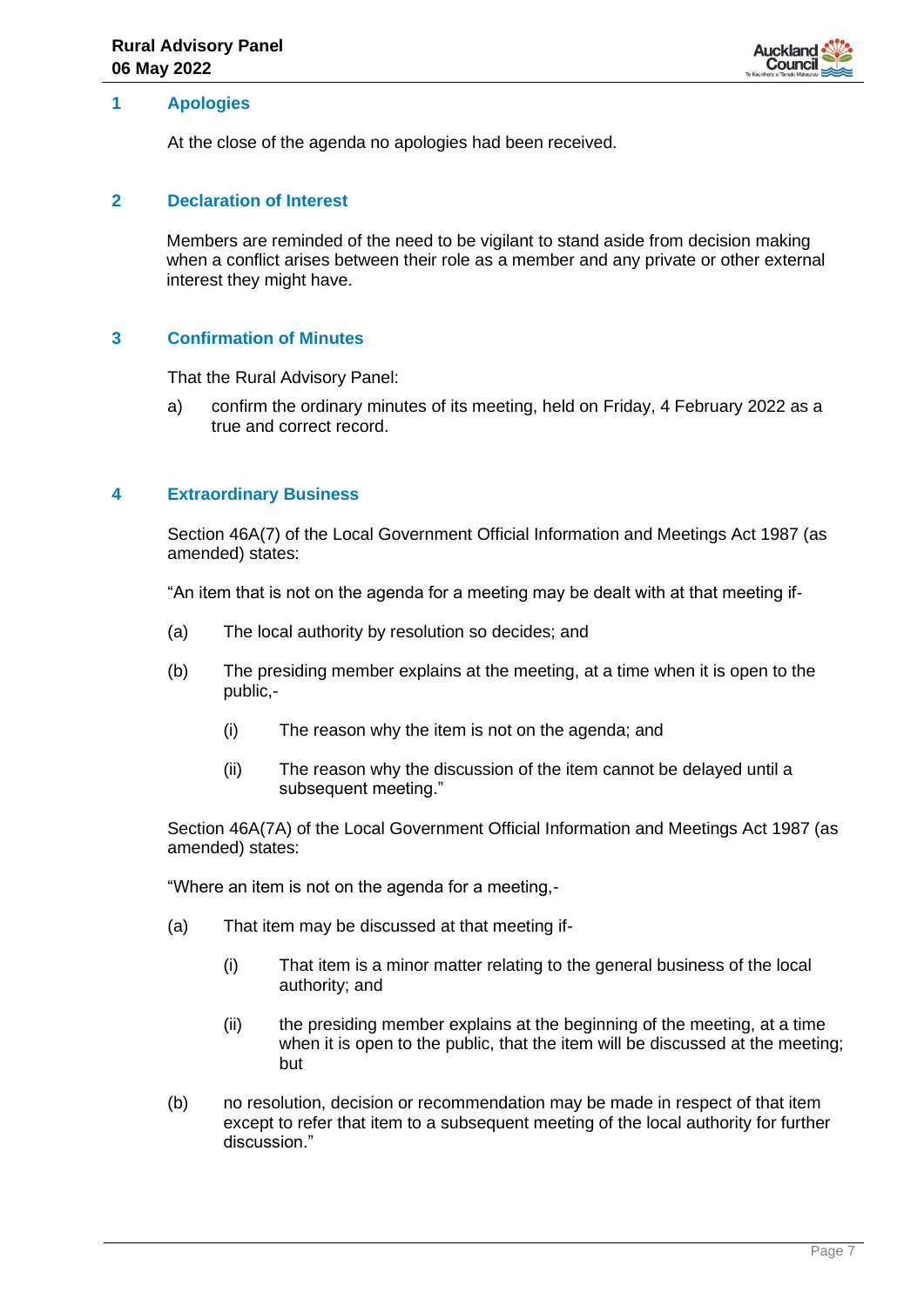## 1 Apologies

At the close of the agenda no apologies had been received.

## 2 Declaration of Interest

Members are reminded of the need to be vigilant to stand aside from decision making when a conflict arises between their role as a member and any private or other external interest they might have.

## 3 Confirmation of Minutes

That the Rural Advisory Panel:

a) confirm the ordinary minutes of its meeting, held on Friday, 4 February 2022 as a true and correct record.

## 4 Extraordinary Business

Section 46A(7) of the Local Government Official Information and Meetings Act 1987 (as amended) states:

"An item that is not on the agenda for a meeting may be dealt with at that meeting if-

(a) The local authority by resolution so decides; and

(b) The presiding member explains at the meeting, at a time when it is open to the public,-

(i) The reason why the item is not on the agenda; and

(ii) The reason why the discussion of the item cannot be delayed until a subsequent meeting."

Section 46A(7A) of the Local Government Official Information and Meetings Act 1987 (as amended) states:

"Where an item is not on the agenda for a meeting,-

(a) That item may be discussed at that meeting if-

(i) That item is a minor matter relating to the general business of the local authority; and

(ii) the presiding member explains at the beginning of the meeting, at a time when it is open to the public, that the item will be discussed at the meeting; but

(b) no resolution, decision or recommendation may be made in respect of that item except to refer that item to a subsequent meeting of the local authority for further discussion."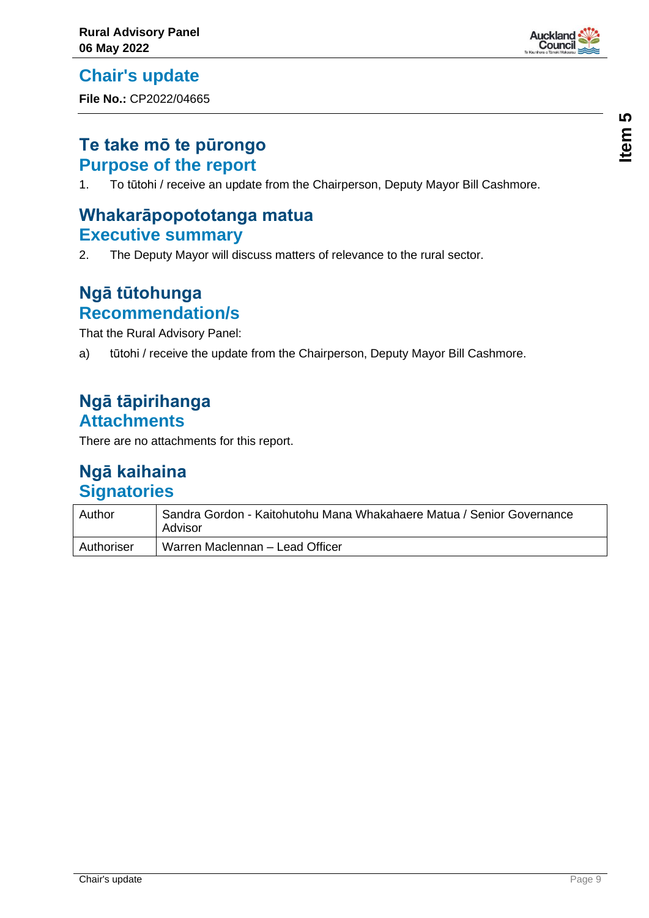# Chair's update

**File No.:** CP2022/04665

## Te take mō te pūrongo
## Purpose of the report

1. To tūtohi / receive an update from the Chairperson, Deputy Mayor Bill Cashmore.

## Whakarāpopototanga matua
## Executive summary

2. The Deputy Mayor will discuss matters of relevance to the rural sector.

## Ngā tūtohunga
## Recommendation/s

That the Rural Advisory Panel:

a) tūtohi / receive the update from the Chairperson, Deputy Mayor Bill Cashmore.

## Ngā tāpirihanga
## Attachments

There are no attachments for this report.

## Ngā kaihaina
## Signatories

| | |
|---|---|
| Author | Sandra Gordon - Kaitohutohu Mana Whakahaere Matua / Senior Governance Advisor |
| Authoriser | Warren Maclennan – Lead Officer |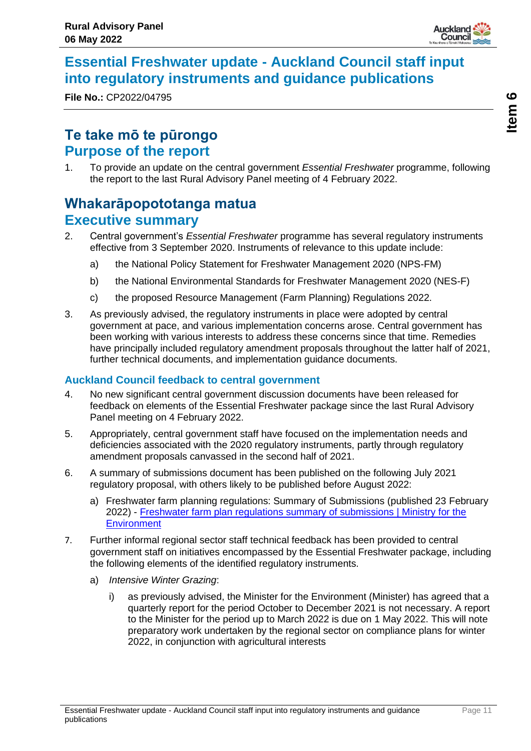# Essential Freshwater update - Auckland Council staff input into regulatory instruments and guidance publications

**File No.:** CP2022/04795

## Te take mō te pūrongo
## Purpose of the report

1. To provide an update on the central government *Essential Freshwater* programme, following the report to the last Rural Advisory Panel meeting of 4 February 2022.

## Whakarāpopototanga matua
## Executive summary

2. Central government's *Essential Freshwater* programme has several regulatory instruments effective from 3 September 2020. Instruments of relevance to this update include:

   a) the National Policy Statement for Freshwater Management 2020 (NPS-FM)

   b) the National Environmental Standards for Freshwater Management 2020 (NES-F)

   c) the proposed Resource Management (Farm Planning) Regulations 2022.

3. As previously advised, the regulatory instruments in place were adopted by central government at pace, and various implementation concerns arose. Central government has been working with various interests to address these concerns since that time. Remedies have principally included regulatory amendment proposals throughout the latter half of 2021, further technical documents, and implementation guidance documents.

### Auckland Council feedback to central government

4. No new significant central government discussion documents have been released for feedback on elements of the Essential Freshwater package since the last Rural Advisory Panel meeting on 4 February 2022.

5. Appropriately, central government staff have focused on the implementation needs and deficiencies associated with the 2020 regulatory instruments, partly through regulatory amendment proposals canvassed in the second half of 2021.

6. A summary of submissions document has been published on the following July 2021 regulatory proposal, with others likely to be published before August 2022:

   a) Freshwater farm planning regulations: Summary of Submissions (published 23 February 2022) - Freshwater farm plan regulations summary of submissions | Ministry for the Environment

7. Further informal regional sector staff technical feedback has been provided to central government staff on initiatives encompassed by the Essential Freshwater package, including the following elements of the identified regulatory instruments.

   a) *Intensive Winter Grazing*:

      i) as previously advised, the Minister for the Environment (Minister) has agreed that a quarterly report for the period October to December 2021 is not necessary. A report to the Minister for the period up to March 2022 is due on 1 May 2022. This will note preparatory work undertaken by the regional sector on compliance plans for winter 2022, in conjunction with agricultural interests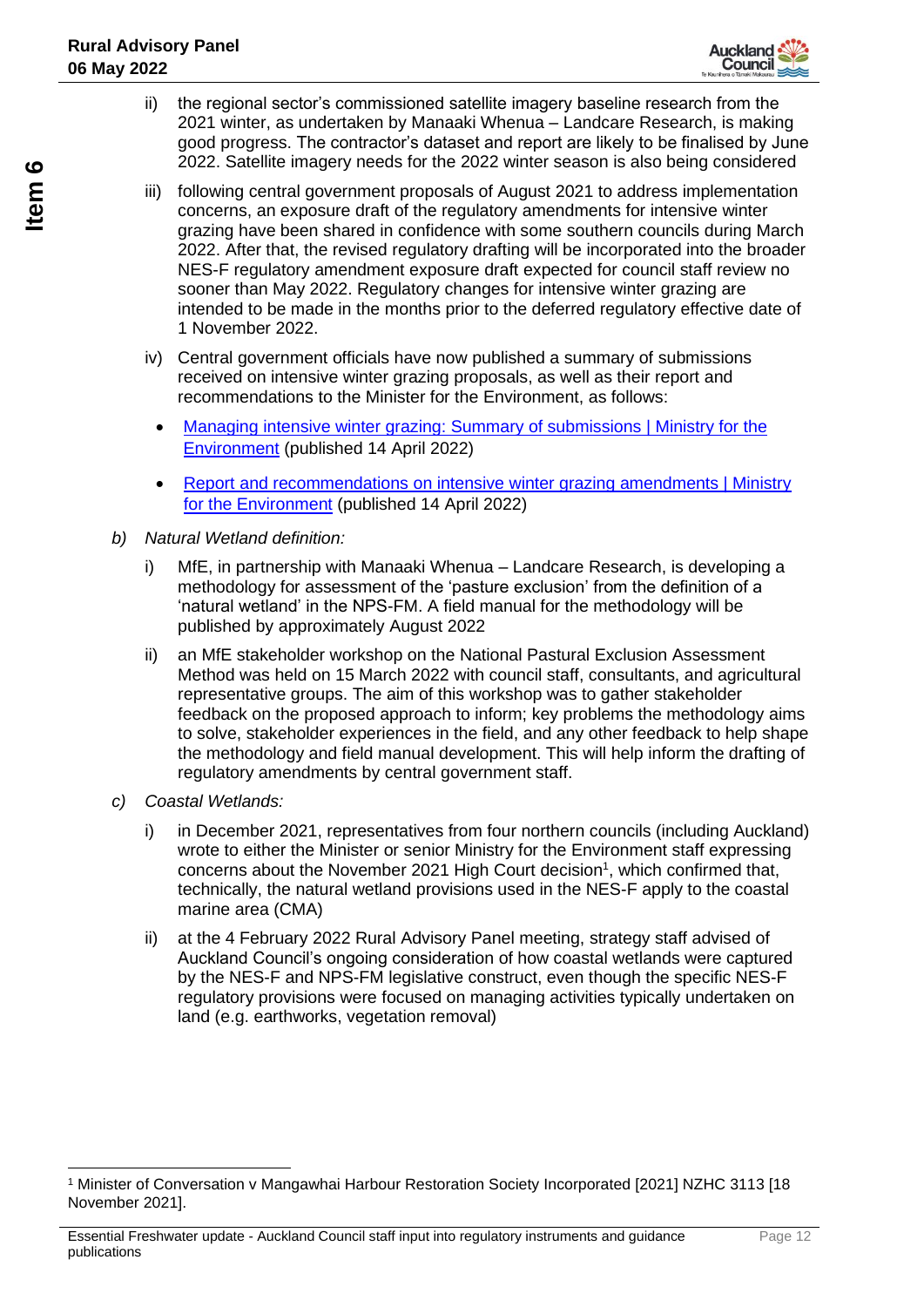ii) the regional sector's commissioned satellite imagery baseline research from the 2021 winter, as undertaken by Manaaki Whenua – Landcare Research, is making good progress. The contractor's dataset and report are likely to be finalised by June 2022. Satellite imagery needs for the 2022 winter season is also being considered

iii) following central government proposals of August 2021 to address implementation concerns, an exposure draft of the regulatory amendments for intensive winter grazing have been shared in confidence with some southern councils during March 2022. After that, the revised regulatory drafting will be incorporated into the broader NES-F regulatory amendment exposure draft expected for council staff review no sooner than May 2022. Regulatory changes for intensive winter grazing are intended to be made in the months prior to the deferred regulatory effective date of 1 November 2022.

iv) Central government officials have now published a summary of submissions received on intensive winter grazing proposals, as well as their report and recommendations to the Minister for the Environment, as follows:

- Managing intensive winter grazing: Summary of submissions | Ministry for the Environment (published 14 April 2022)
- Report and recommendations on intensive winter grazing amendments | Ministry for the Environment (published 14 April 2022)

b) *Natural Wetland definition:*

i) MfE, in partnership with Manaaki Whenua – Landcare Research, is developing a methodology for assessment of the 'pasture exclusion' from the definition of a 'natural wetland' in the NPS-FM. A field manual for the methodology will be published by approximately August 2022

ii) an MfE stakeholder workshop on the National Pastural Exclusion Assessment Method was held on 15 March 2022 with council staff, consultants, and agricultural representative groups. The aim of this workshop was to gather stakeholder feedback on the proposed approach to inform; key problems the methodology aims to solve, stakeholder experiences in the field, and any other feedback to help shape the methodology and field manual development. This will help inform the drafting of regulatory amendments by central government staff.

c) *Coastal Wetlands:*

i) in December 2021, representatives from four northern councils (including Auckland) wrote to either the Minister or senior Ministry for the Environment staff expressing concerns about the November 2021 High Court decision[1], which confirmed that, technically, the natural wetland provisions used in the NES-F apply to the coastal marine area (CMA)

ii) at the 4 February 2022 Rural Advisory Panel meeting, strategy staff advised of Auckland Council's ongoing consideration of how coastal wetlands were captured by the NES-F and NPS-FM legislative construct, even though the specific NES-F regulatory provisions were focused on managing activities typically undertaken on land (e.g. earthworks, vegetation removal)

[1] Minister of Conversation v Mangawhai Harbour Restoration Society Incorporated [2021] NZHC 3113 [18 November 2021].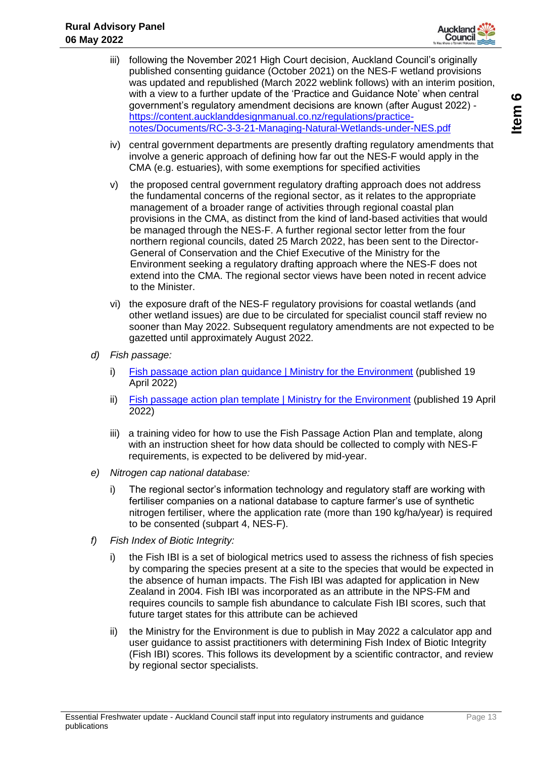iii) following the November 2021 High Court decision, Auckland Council's originally published consenting guidance (October 2021) on the NES-F wetland provisions was updated and republished (March 2022 weblink follows) with an interim position, with a view to a further update of the 'Practice and Guidance Note' when central government's regulatory amendment decisions are known (after August 2022) - [https://content.aucklanddesignmanual.co.nz/regulations/practice-notes/Documents/RC-3-3-21-Managing-Natural-Wetlands-under-NES.pdf](https://content.aucklanddesignmanual.co.nz/regulations/practice-notes/Documents/RC-3-3-21-Managing-Natural-Wetlands-under-NES.pdf)

iv) central government departments are presently drafting regulatory amendments that involve a generic approach of defining how far out the NES-F would apply in the CMA (e.g. estuaries), with some exemptions for specified activities

v) the proposed central government regulatory drafting approach does not address the fundamental concerns of the regional sector, as it relates to the appropriate management of a broader range of activities through regional coastal plan provisions in the CMA, as distinct from the kind of land-based activities that would be managed through the NES-F. A further regional sector letter from the four northern regional councils, dated 25 March 2022, has been sent to the Director-General of Conservation and the Chief Executive of the Ministry for the Environment seeking a regulatory drafting approach where the NES-F does not extend into the CMA. The regional sector views have been noted in recent advice to the Minister.

vi) the exposure draft of the NES-F regulatory provisions for coastal wetlands (and other wetland issues) are due to be circulated for specialist council staff review no sooner than May 2022. Subsequent regulatory amendments are not expected to be gazetted until approximately August 2022.

*d) Fish passage:*

i) Fish passage action plan guidance | Ministry for the Environment (published 19 April 2022)

ii) Fish passage action plan template | Ministry for the Environment (published 19 April 2022)

iii) a training video for how to use the Fish Passage Action Plan and template, along with an instruction sheet for how data should be collected to comply with NES-F requirements, is expected to be delivered by mid-year.

*e) Nitrogen cap national database:*

i) The regional sector's information technology and regulatory staff are working with fertiliser companies on a national database to capture farmer's use of synthetic nitrogen fertiliser, where the application rate (more than 190 kg/ha/year) is required to be consented (subpart 4, NES-F).

*f) Fish Index of Biotic Integrity:*

i) the Fish IBI is a set of biological metrics used to assess the richness of fish species by comparing the species present at a site to the species that would be expected in the absence of human impacts. The Fish IBI was adapted for application in New Zealand in 2004. Fish IBI was incorporated as an attribute in the NPS-FM and requires councils to sample fish abundance to calculate Fish IBI scores, such that future target states for this attribute can be achieved

ii) the Ministry for the Environment is due to publish in May 2022 a calculator app and user guidance to assist practitioners with determining Fish Index of Biotic Integrity (Fish IBI) scores. This follows its development by a scientific contractor, and review by regional sector specialists.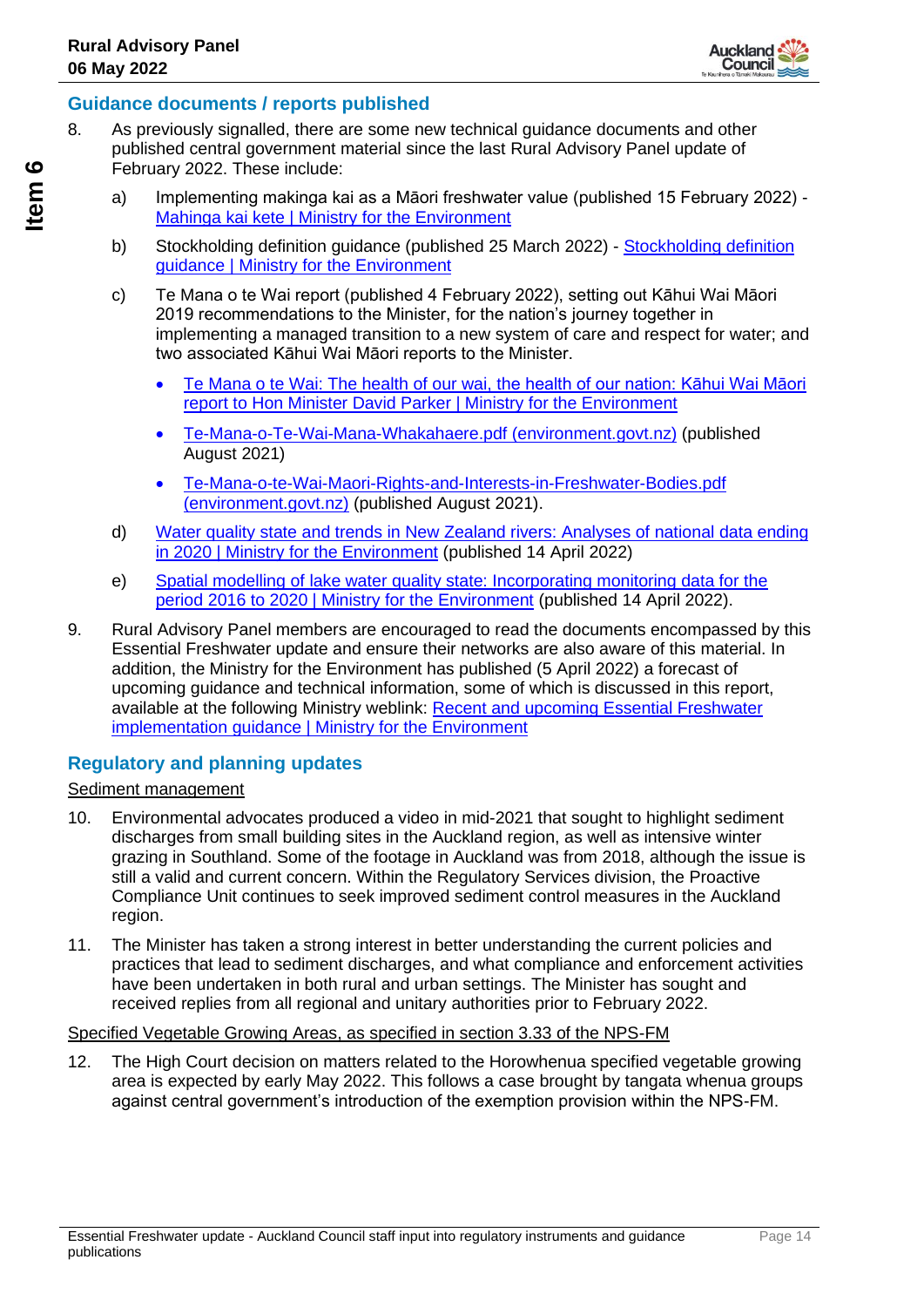## Guidance documents / reports published

8. As previously signalled, there are some new technical guidance documents and other published central government material since the last Rural Advisory Panel update of February 2022. These include:

   a) Implementing makinga kai as a Māori freshwater value (published 15 February 2022) - [Mahinga kai kete | Ministry for the Environment]

   b) Stockholding definition guidance (published 25 March 2022) - [Stockholding definition guidance | Ministry for the Environment]

   c) Te Mana o te Wai report (published 4 February 2022), setting out Kāhui Wai Māori 2019 recommendations to the Minister, for the nation's journey together in implementing a managed transition to a new system of care and respect for water; and two associated Kāhui Wai Māori reports to the Minister.

      - [Te Mana o te Wai: The health of our wai, the health of our nation: Kāhui Wai Māori report to Hon Minister David Parker | Ministry for the Environment]
      - [Te-Mana-o-Te-Wai-Mana-Whakahaere.pdf (environment.govt.nz)] (published August 2021)
      - [Te-Mana-o-te-Wai-Maori-Rights-and-Interests-in-Freshwater-Bodies.pdf (environment.govt.nz)] (published August 2021).

   d) [Water quality state and trends in New Zealand rivers: Analyses of national data ending in 2020 | Ministry for the Environment] (published 14 April 2022)

   e) [Spatial modelling of lake water quality state: Incorporating monitoring data for the period 2016 to 2020 | Ministry for the Environment] (published 14 April 2022).

9. Rural Advisory Panel members are encouraged to read the documents encompassed by this Essential Freshwater update and ensure their networks are also aware of this material. In addition, the Ministry for the Environment has published (5 April 2022) a forecast of upcoming guidance and technical information, some of which is discussed in this report, available at the following Ministry weblink: [Recent and upcoming Essential Freshwater implementation guidance | Ministry for the Environment]

## Regulatory and planning updates

Sediment management

10. Environmental advocates produced a video in mid-2021 that sought to highlight sediment discharges from small building sites in the Auckland region, as well as intensive winter grazing in Southland. Some of the footage in Auckland was from 2018, although the issue is still a valid and current concern. Within the Regulatory Services division, the Proactive Compliance Unit continues to seek improved sediment control measures in the Auckland region.

11. The Minister has taken a strong interest in better understanding the current policies and practices that lead to sediment discharges, and what compliance and enforcement activities have been undertaken in both rural and urban settings. The Minister has sought and received replies from all regional and unitary authorities prior to February 2022.

Specified Vegetable Growing Areas, as specified in section 3.33 of the NPS-FM

12. The High Court decision on matters related to the Horowhenua specified vegetable growing area is expected by early May 2022. This follows a case brought by tangata whenua groups against central government's introduction of the exemption provision within the NPS-FM.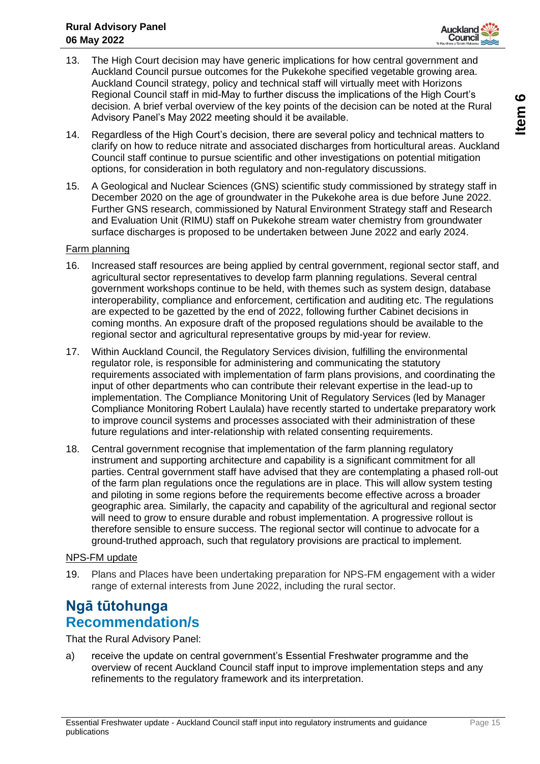13. The High Court decision may have generic implications for how central government and Auckland Council pursue outcomes for the Pukekohe specified vegetable growing area. Auckland Council strategy, policy and technical staff will virtually meet with Horizons Regional Council staff in mid-May to further discuss the implications of the High Court's decision. A brief verbal overview of the key points of the decision can be noted at the Rural Advisory Panel's May 2022 meeting should it be available.

14. Regardless of the High Court's decision, there are several policy and technical matters to clarify on how to reduce nitrate and associated discharges from horticultural areas. Auckland Council staff continue to pursue scientific and other investigations on potential mitigation options, for consideration in both regulatory and non-regulatory discussions.

15. A Geological and Nuclear Sciences (GNS) scientific study commissioned by strategy staff in December 2020 on the age of groundwater in the Pukekohe area is due before June 2022. Further GNS research, commissioned by Natural Environment Strategy staff and Research and Evaluation Unit (RIMU) staff on Pukekohe stream water chemistry from groundwater surface discharges is proposed to be undertaken between June 2022 and early 2024.

Farm planning

16. Increased staff resources are being applied by central government, regional sector staff, and agricultural sector representatives to develop farm planning regulations. Several central government workshops continue to be held, with themes such as system design, database interoperability, compliance and enforcement, certification and auditing etc. The regulations are expected to be gazetted by the end of 2022, following further Cabinet decisions in coming months. An exposure draft of the proposed regulations should be available to the regional sector and agricultural representative groups by mid-year for review.

17. Within Auckland Council, the Regulatory Services division, fulfilling the environmental regulator role, is responsible for administering and communicating the statutory requirements associated with implementation of farm plans provisions, and coordinating the input of other departments who can contribute their relevant expertise in the lead-up to implementation. The Compliance Monitoring Unit of Regulatory Services (led by Manager Compliance Monitoring Robert Laulala) have recently started to undertake preparatory work to improve council systems and processes associated with their administration of these future regulations and inter-relationship with related consenting requirements.

18. Central government recognise that implementation of the farm planning regulatory instrument and supporting architecture and capability is a significant commitment for all parties. Central government staff have advised that they are contemplating a phased roll-out of the farm plan regulations once the regulations are in place. This will allow system testing and piloting in some regions before the requirements become effective across a broader geographic area. Similarly, the capacity and capability of the agricultural and regional sector will need to grow to ensure durable and robust implementation. A progressive rollout is therefore sensible to ensure success. The regional sector will continue to advocate for a ground-truthed approach, such that regulatory provisions are practical to implement.

NPS-FM update

19. Plans and Places have been undertaking preparation for NPS-FM engagement with a wider range of external interests from June 2022, including the rural sector.

# Ngā tūtohunga
# Recommendation/s

That the Rural Advisory Panel:

a) receive the update on central government's Essential Freshwater programme and the overview of recent Auckland Council staff input to improve implementation steps and any refinements to the regulatory framework and its interpretation.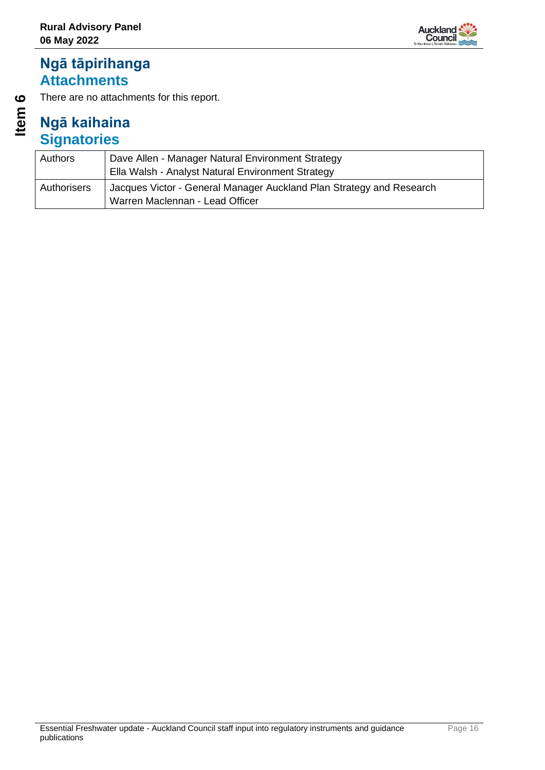## Ngā tāpirihanga
## Attachments

There are no attachments for this report.

## Ngā kaihaina
## Signatories

| Authors | Dave Allen - Manager Natural Environment Strategy<br>Ella Walsh - Analyst Natural Environment Strategy |
| --- | --- |
| Authorisers | Jacques Victor - General Manager Auckland Plan Strategy and Research<br>Warren Maclennan - Lead Officer |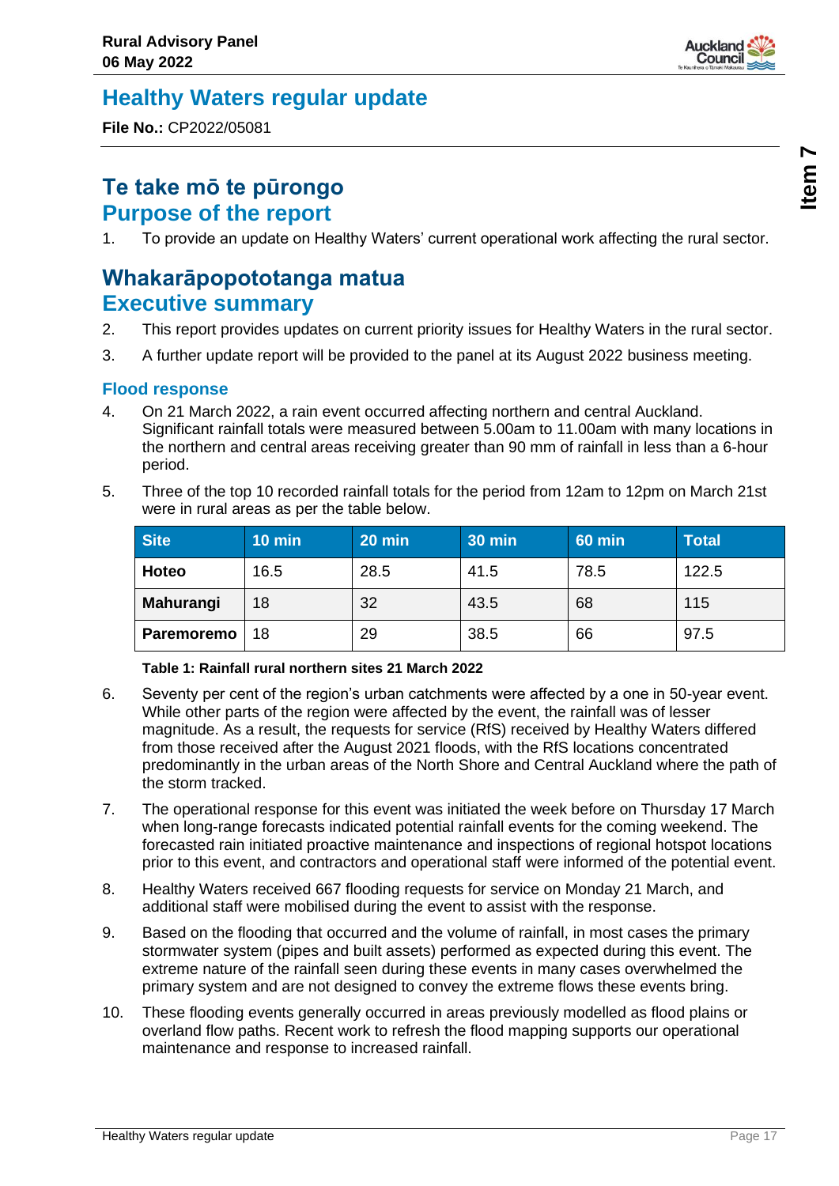# Healthy Waters regular update

**File No.:** CP2022/05081

## Te take mō te pūrongo
## Purpose of the report

1. To provide an update on Healthy Waters' current operational work affecting the rural sector.

## Whakarāpopototanga matua
## Executive summary

2. This report provides updates on current priority issues for Healthy Waters in the rural sector.
3. A further update report will be provided to the panel at its August 2022 business meeting.

### Flood response

4. On 21 March 2022, a rain event occurred affecting northern and central Auckland. Significant rainfall totals were measured between 5.00am to 11.00am with many locations in the northern and central areas receiving greater than 90 mm of rainfall in less than a 6-hour period.
5. Three of the top 10 recorded rainfall totals for the period from 12am to 12pm on March 21st were in rural areas as per the table below.

| Site | 10 min | 20 min | 30 min | 60 min | Total |
|---|---|---|---|---|---|
| **Hoteo** | 16.5 | 28.5 | 41.5 | 78.5 | 122.5 |
| **Mahurangi** | 18 | 32 | 43.5 | 68 | 115 |
| **Paremoremo** | 18 | 29 | 38.5 | 66 | 97.5 |

**Table 1: Rainfall rural northern sites 21 March 2022**

6. Seventy per cent of the region's urban catchments were affected by a one in 50-year event. While other parts of the region were affected by the event, the rainfall was of lesser magnitude. As a result, the requests for service (RfS) received by Healthy Waters differed from those received after the August 2021 floods, with the RfS locations concentrated predominantly in the urban areas of the North Shore and Central Auckland where the path of the storm tracked.
7. The operational response for this event was initiated the week before on Thursday 17 March when long-range forecasts indicated potential rainfall events for the coming weekend. The forecasted rain initiated proactive maintenance and inspections of regional hotspot locations prior to this event, and contractors and operational staff were informed of the potential event.
8. Healthy Waters received 667 flooding requests for service on Monday 21 March, and additional staff were mobilised during the event to assist with the response.
9. Based on the flooding that occurred and the volume of rainfall, in most cases the primary stormwater system (pipes and built assets) performed as expected during this event. The extreme nature of the rainfall seen during these events in many cases overwhelmed the primary system and are not designed to convey the extreme flows these events bring.
10. These flooding events generally occurred in areas previously modelled as flood plains or overland flow paths. Recent work to refresh the flood mapping supports our operational maintenance and response to increased rainfall.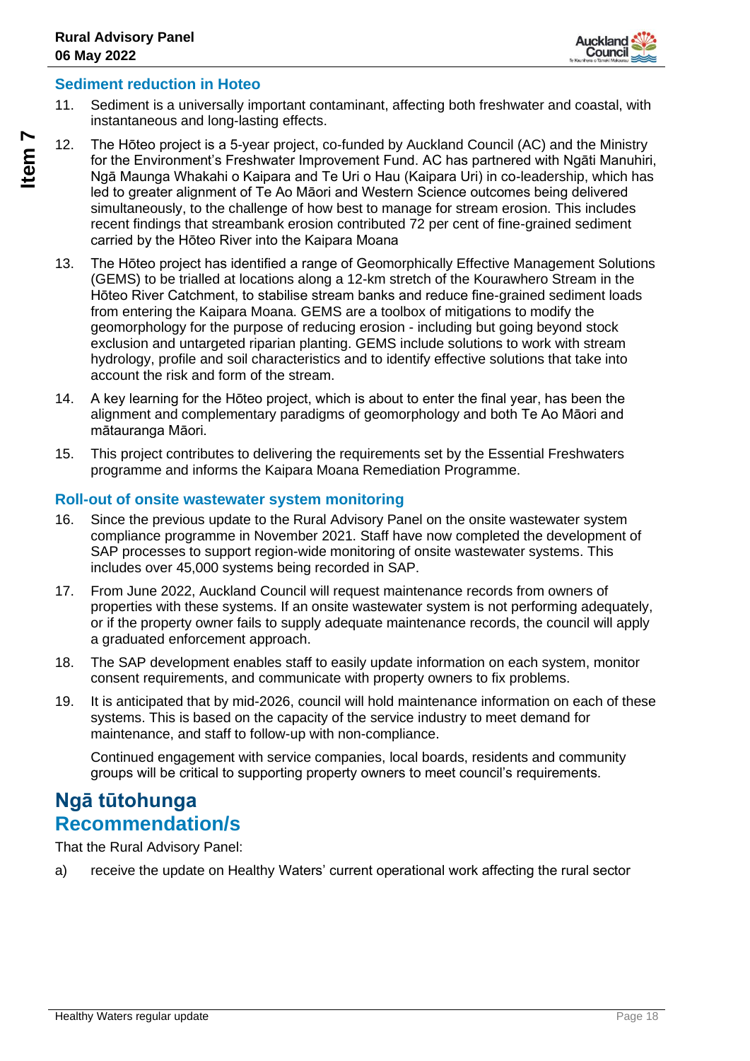### Sediment reduction in Hoteo

11. Sediment is a universally important contaminant, affecting both freshwater and coastal, with instantaneous and long-lasting effects.

12. The Hōteo project is a 5-year project, co-funded by Auckland Council (AC) and the Ministry for the Environment's Freshwater Improvement Fund. AC has partnered with Ngāti Manuhiri, Ngā Maunga Whakahi o Kaipara and Te Uri o Hau (Kaipara Uri) in co-leadership, which has led to greater alignment of Te Ao Māori and Western Science outcomes being delivered simultaneously, to the challenge of how best to manage for stream erosion. This includes recent findings that streambank erosion contributed 72 per cent of fine-grained sediment carried by the Hōteo River into the Kaipara Moana

13. The Hōteo project has identified a range of Geomorphically Effective Management Solutions (GEMS) to be trialled at locations along a 12-km stretch of the Kourawhero Stream in the Hōteo River Catchment, to stabilise stream banks and reduce fine-grained sediment loads from entering the Kaipara Moana. GEMS are a toolbox of mitigations to modify the geomorphology for the purpose of reducing erosion - including but going beyond stock exclusion and untargeted riparian planting. GEMS include solutions to work with stream hydrology, profile and soil characteristics and to identify effective solutions that take into account the risk and form of the stream.

14. A key learning for the Hōteo project, which is about to enter the final year, has been the alignment and complementary paradigms of geomorphology and both Te Ao Māori and mātauranga Māori.

15. This project contributes to delivering the requirements set by the Essential Freshwaters programme and informs the Kaipara Moana Remediation Programme.

### Roll-out of onsite wastewater system monitoring

16. Since the previous update to the Rural Advisory Panel on the onsite wastewater system compliance programme in November 2021. Staff have now completed the development of SAP processes to support region-wide monitoring of onsite wastewater systems. This includes over 45,000 systems being recorded in SAP.

17. From June 2022, Auckland Council will request maintenance records from owners of properties with these systems. If an onsite wastewater system is not performing adequately, or if the property owner fails to supply adequate maintenance records, the council will apply a graduated enforcement approach.

18. The SAP development enables staff to easily update information on each system, monitor consent requirements, and communicate with property owners to fix problems.

19. It is anticipated that by mid-2026, council will hold maintenance information on each of these systems. This is based on the capacity of the service industry to meet demand for maintenance, and staff to follow-up with non-compliance.

    Continued engagement with service companies, local boards, residents and community groups will be critical to supporting property owners to meet council's requirements.

## Ngā tūtohunga
## Recommendation/s

That the Rural Advisory Panel:

a) receive the update on Healthy Waters' current operational work affecting the rural sector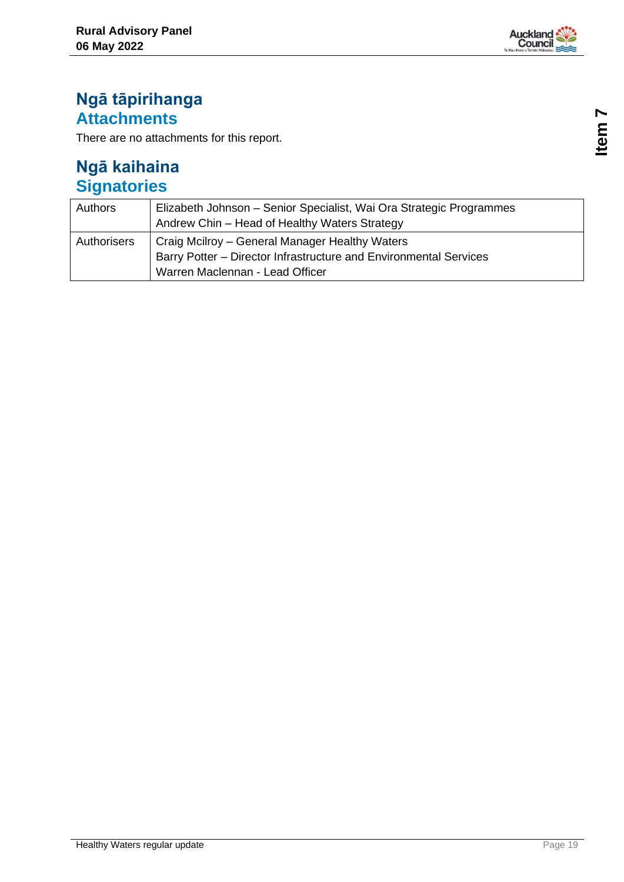## Ngā tāpirihanga
## Attachments

There are no attachments for this report.

## Ngā kaihaina
## Signatories

| Authors | Elizabeth Johnson – Senior Specialist, Wai Ora Strategic Programmes<br>Andrew Chin – Head of Healthy Waters Strategy |
|---|---|
| Authorisers | Craig Mcilroy – General Manager Healthy Waters<br>Barry Potter – Director Infrastructure and Environmental Services<br>Warren Maclennan - Lead Officer |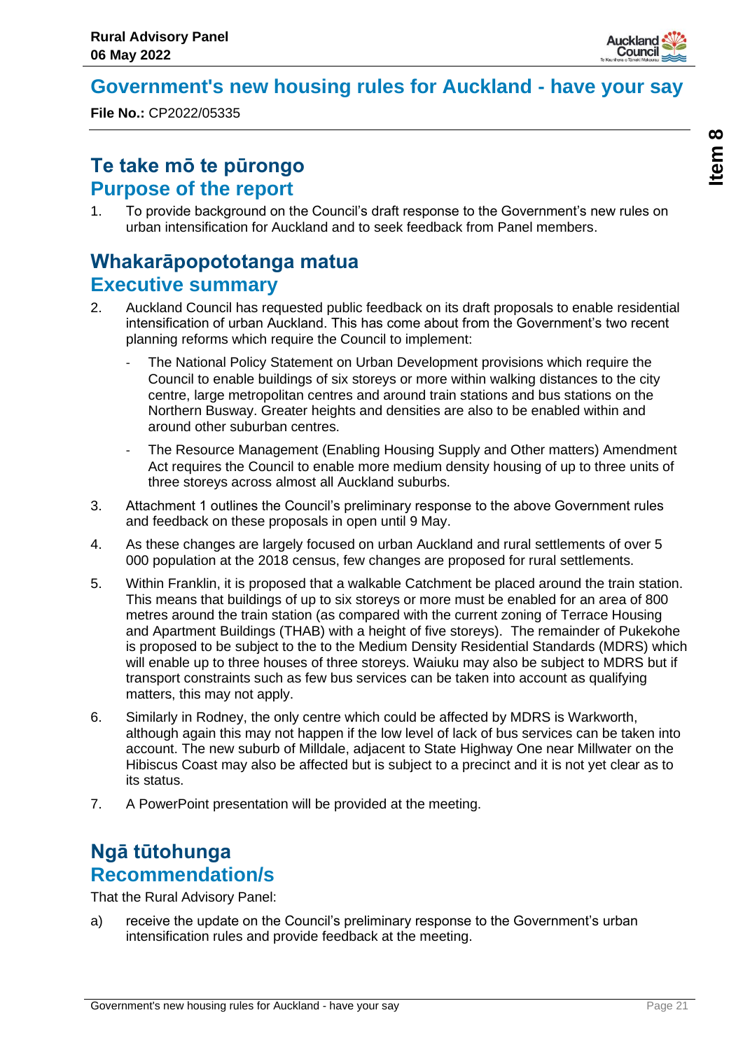# Government's new housing rules for Auckland - have your say

**File No.:** CP2022/05335

## Te take mō te pūrongo
## Purpose of the report

1. To provide background on the Council's draft response to the Government's new rules on urban intensification for Auckland and to seek feedback from Panel members.

## Whakarāpopototanga matua
## Executive summary

2. Auckland Council has requested public feedback on its draft proposals to enable residential intensification of urban Auckland. This has come about from the Government's two recent planning reforms which require the Council to implement:

   - The National Policy Statement on Urban Development provisions which require the Council to enable buildings of six storeys or more within walking distances to the city centre, large metropolitan centres and around train stations and bus stations on the Northern Busway. Greater heights and densities are also to be enabled within and around other suburban centres.
   - The Resource Management (Enabling Housing Supply and Other matters) Amendment Act requires the Council to enable more medium density housing of up to three units of three storeys across almost all Auckland suburbs.

3. Attachment 1 outlines the Council's preliminary response to the above Government rules and feedback on these proposals in open until 9 May.

4. As these changes are largely focused on urban Auckland and rural settlements of over 5 000 population at the 2018 census, few changes are proposed for rural settlements.

5. Within Franklin, it is proposed that a walkable Catchment be placed around the train station. This means that buildings of up to six storeys or more must be enabled for an area of 800 metres around the train station (as compared with the current zoning of Terrace Housing and Apartment Buildings (THAB) with a height of five storeys). The remainder of Pukekohe is proposed to be subject to the to the Medium Density Residential Standards (MDRS) which will enable up to three houses of three storeys. Waiuku may also be subject to MDRS but if transport constraints such as few bus services can be taken into account as qualifying matters, this may not apply.

6. Similarly in Rodney, the only centre which could be affected by MDRS is Warkworth, although again this may not happen if the low level of lack of bus services can be taken into account. The new suburb of Milldale, adjacent to State Highway One near Millwater on the Hibiscus Coast may also be affected but is subject to a precinct and it is not yet clear as to its status.

7. A PowerPoint presentation will be provided at the meeting.

## Ngā tūtohunga
## Recommendation/s

That the Rural Advisory Panel:

a) receive the update on the Council's preliminary response to the Government's urban intensification rules and provide feedback at the meeting.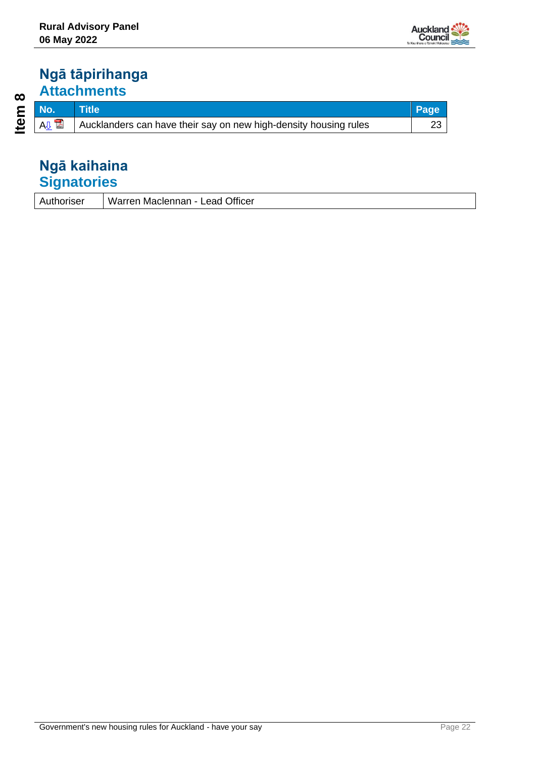## Ngā tāpirihanga
## Attachments

| No. | Title | Page |
| --- | --- | --- |
| A⇩ | Aucklanders can have their say on new high-density housing rules | 23 |

## Ngā kaihaina
## Signatories

| Authoriser | Warren Maclennan - Lead Officer |
| --- | --- |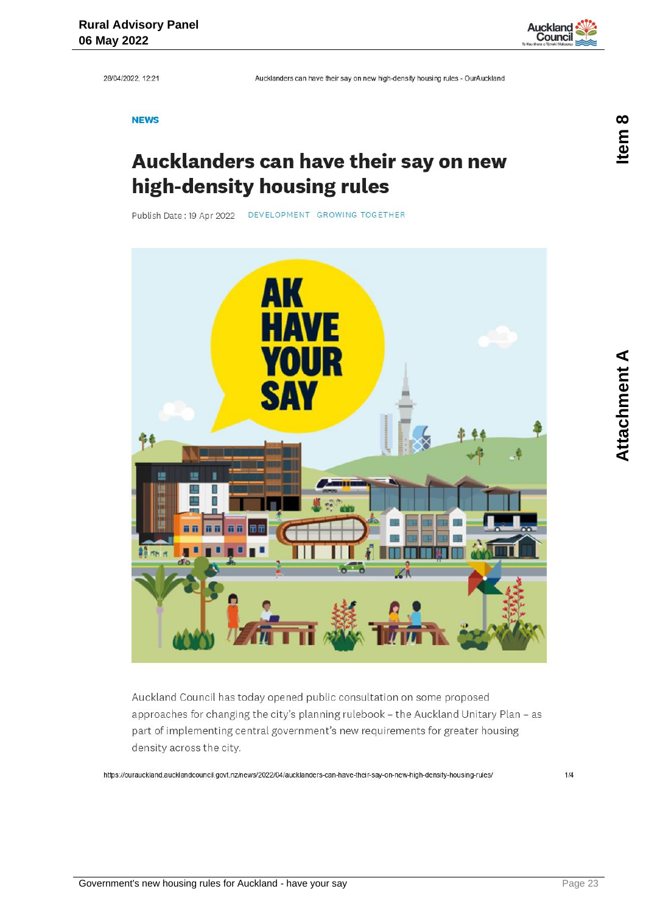NEWS

# Aucklanders can have their say on new high-density housing rules

Publish Date : 19 Apr 2022 DEVELOPMENT GROWING TOGETHER

Auckland Council has today opened public consultation on some proposed approaches for changing the city's planning rulebook – the Auckland Unitary Plan – as part of implementing central government's new requirements for greater housing density across the city.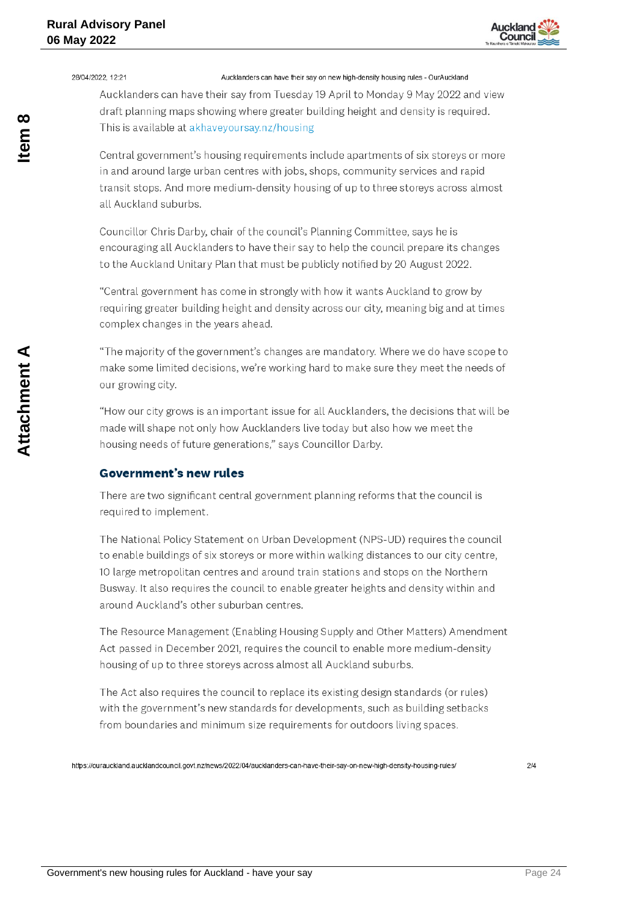Aucklanders can have their say from Tuesday 19 April to Monday 9 May 2022 and view draft planning maps showing where greater building height and density is required. This is available at akhaveyoursay.nz/housing

Central government's housing requirements include apartments of six storeys or more in and around large urban centres with jobs, shops, community services and rapid transit stops. And more medium-density housing of up to three storeys across almost all Auckland suburbs.

Councillor Chris Darby, chair of the council's Planning Committee, says he is encouraging all Aucklanders to have their say to help the council prepare its changes to the Auckland Unitary Plan that must be publicly notified by 20 August 2022.

"Central government has come in strongly with how it wants Auckland to grow by requiring greater building height and density across our city, meaning big and at times complex changes in the years ahead.

"The majority of the government's changes are mandatory. Where we do have scope to make some limited decisions, we're working hard to make sure they meet the needs of our growing city.

"How our city grows is an important issue for all Aucklanders, the decisions that will be made will shape not only how Aucklanders live today but also how we meet the housing needs of future generations," says Councillor Darby.

## Government's new rules

There are two significant central government planning reforms that the council is required to implement.

The National Policy Statement on Urban Development (NPS-UD) requires the council to enable buildings of six storeys or more within walking distances to our city centre, 10 large metropolitan centres and around train stations and stops on the Northern Busway. It also requires the council to enable greater heights and density within and around Auckland's other suburban centres.

The Resource Management (Enabling Housing Supply and Other Matters) Amendment Act passed in December 2021, requires the council to enable more medium-density housing of up to three storeys across almost all Auckland suburbs.

The Act also requires the council to replace its existing design standards (or rules) with the government's new standards for developments, such as building setbacks from boundaries and minimum size requirements for outdoors living spaces.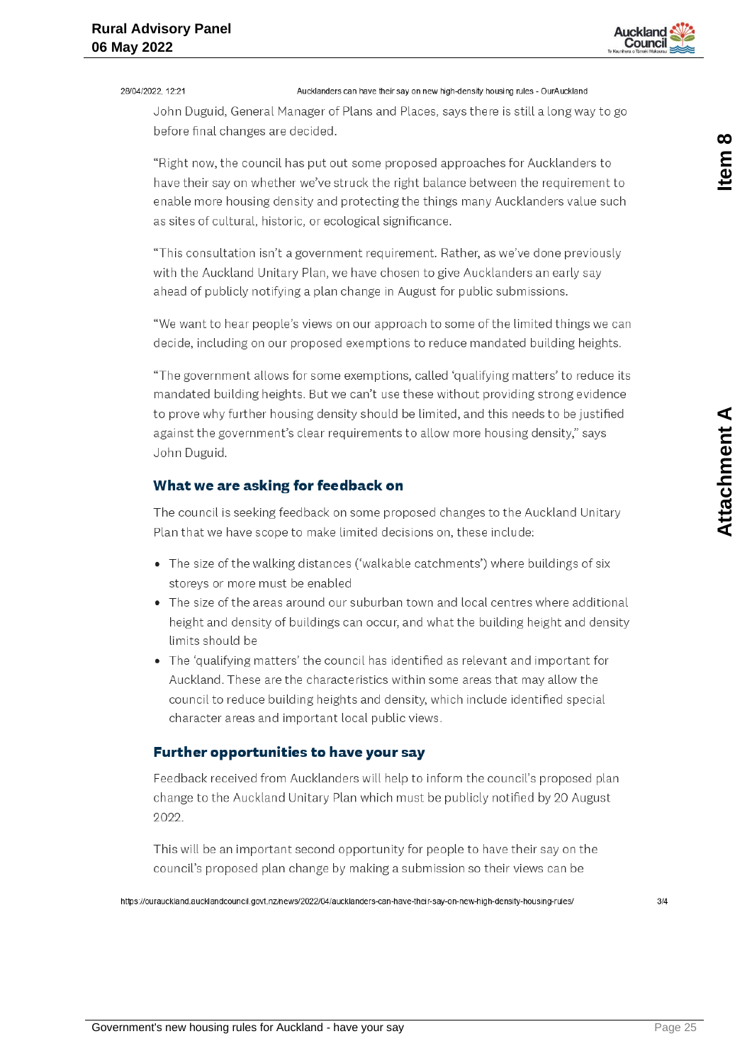John Duguid, General Manager of Plans and Places, says there is still a long way to go before final changes are decided.

"Right now, the council has put out some proposed approaches for Aucklanders to have their say on whether we've struck the right balance between the requirement to enable more housing density and protecting the things many Aucklanders value such as sites of cultural, historic, or ecological significance.

"This consultation isn't a government requirement. Rather, as we've done previously with the Auckland Unitary Plan, we have chosen to give Aucklanders an early say ahead of publicly notifying a plan change in August for public submissions.

"We want to hear people's views on our approach to some of the limited things we can decide, including on our proposed exemptions to reduce mandated building heights.

"The government allows for some exemptions, called 'qualifying matters' to reduce its mandated building heights. But we can't use these without providing strong evidence to prove why further housing density should be limited, and this needs to be justified against the government's clear requirements to allow more housing density," says John Duguid.

## What we are asking for feedback on

The council is seeking feedback on some proposed changes to the Auckland Unitary Plan that we have scope to make limited decisions on, these include:

- The size of the walking distances ('walkable catchments') where buildings of six storeys or more must be enabled
- The size of the areas around our suburban town and local centres where additional height and density of buildings can occur, and what the building height and density limits should be
- The 'qualifying matters' the council has identified as relevant and important for Auckland. These are the characteristics within some areas that may allow the council to reduce building heights and density, which include identified special character areas and important local public views.

## Further opportunities to have your say

Feedback received from Aucklanders will help to inform the council's proposed plan change to the Auckland Unitary Plan which must be publicly notified by 20 August 2022.

This will be an important second opportunity for people to have their say on the council's proposed plan change by making a submission so their views can be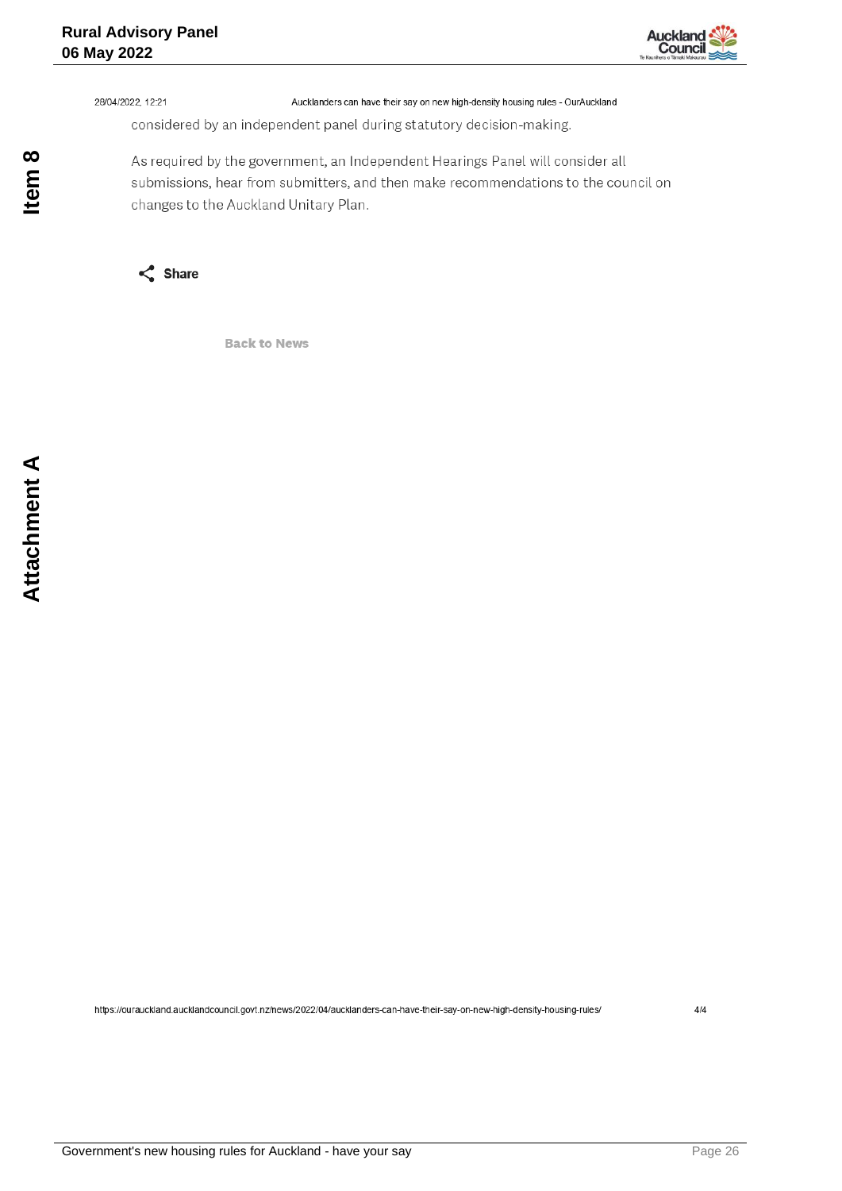considered by an independent panel during statutory decision-making.

As required by the government, an Independent Hearings Panel will consider all submissions, hear from submitters, and then make recommendations to the council on changes to the Auckland Unitary Plan.

Share

Back to News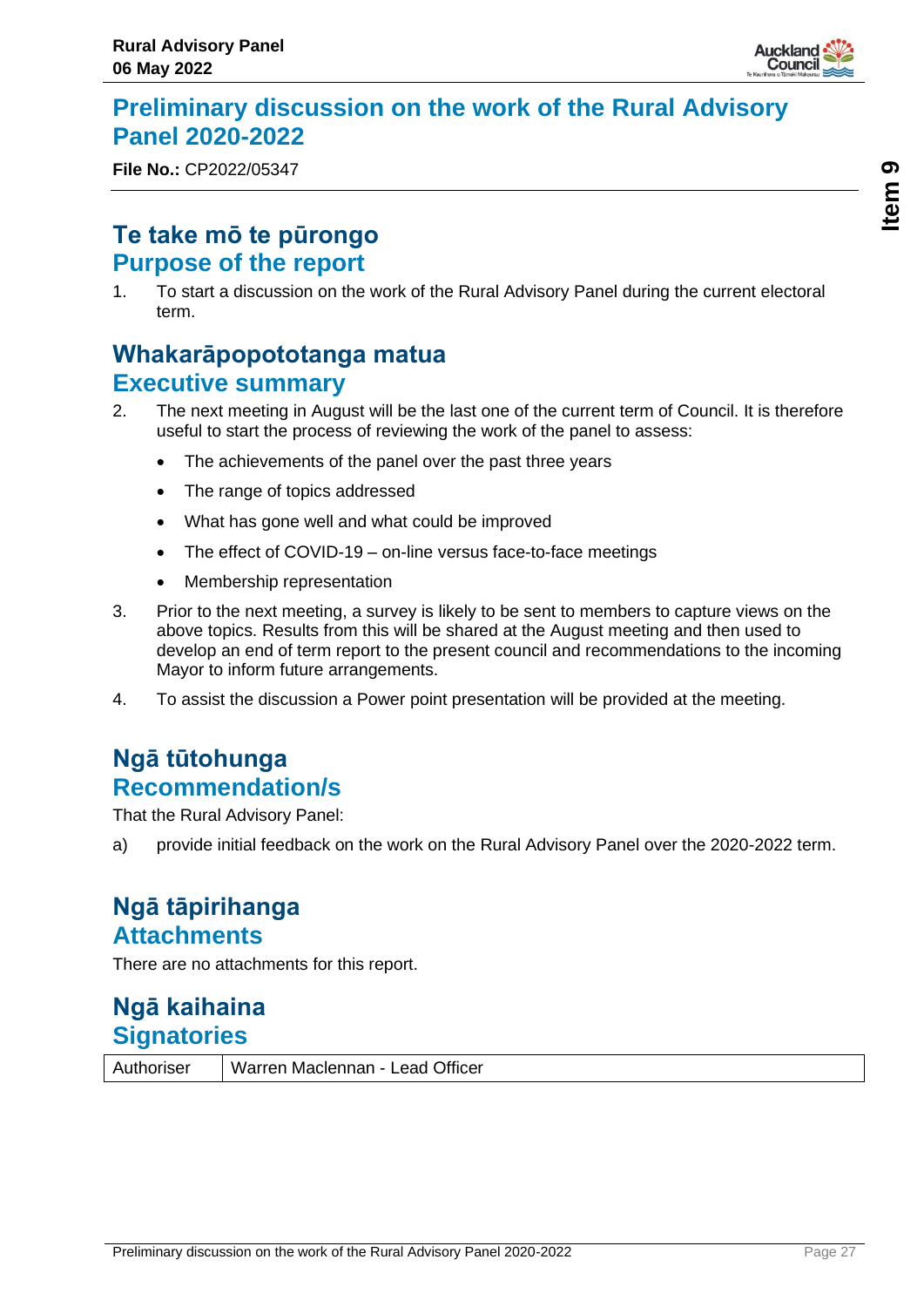# Preliminary discussion on the work of the Rural Advisory Panel 2020-2022

**File No.:** CP2022/05347

## Te take mō te pūrongo
## Purpose of the report

1. To start a discussion on the work of the Rural Advisory Panel during the current electoral term.

## Whakarāpopototanga matua
## Executive summary

2. The next meeting in August will be the last one of the current term of Council. It is therefore useful to start the process of reviewing the work of the panel to assess:
   - The achievements of the panel over the past three years
   - The range of topics addressed
   - What has gone well and what could be improved
   - The effect of COVID-19 – on-line versus face-to-face meetings
   - Membership representation
3. Prior to the next meeting, a survey is likely to be sent to members to capture views on the above topics. Results from this will be shared at the August meeting and then used to develop an end of term report to the present council and recommendations to the incoming Mayor to inform future arrangements.
4. To assist the discussion a Power point presentation will be provided at the meeting.

## Ngā tūtohunga
## Recommendation/s

That the Rural Advisory Panel:

a) provide initial feedback on the work on the Rural Advisory Panel over the 2020-2022 term.

## Ngā tāpirihanga
## Attachments

There are no attachments for this report.

## Ngā kaihaina
## Signatories

| | |
|---|---|
| Authoriser | Warren Maclennan - Lead Officer |